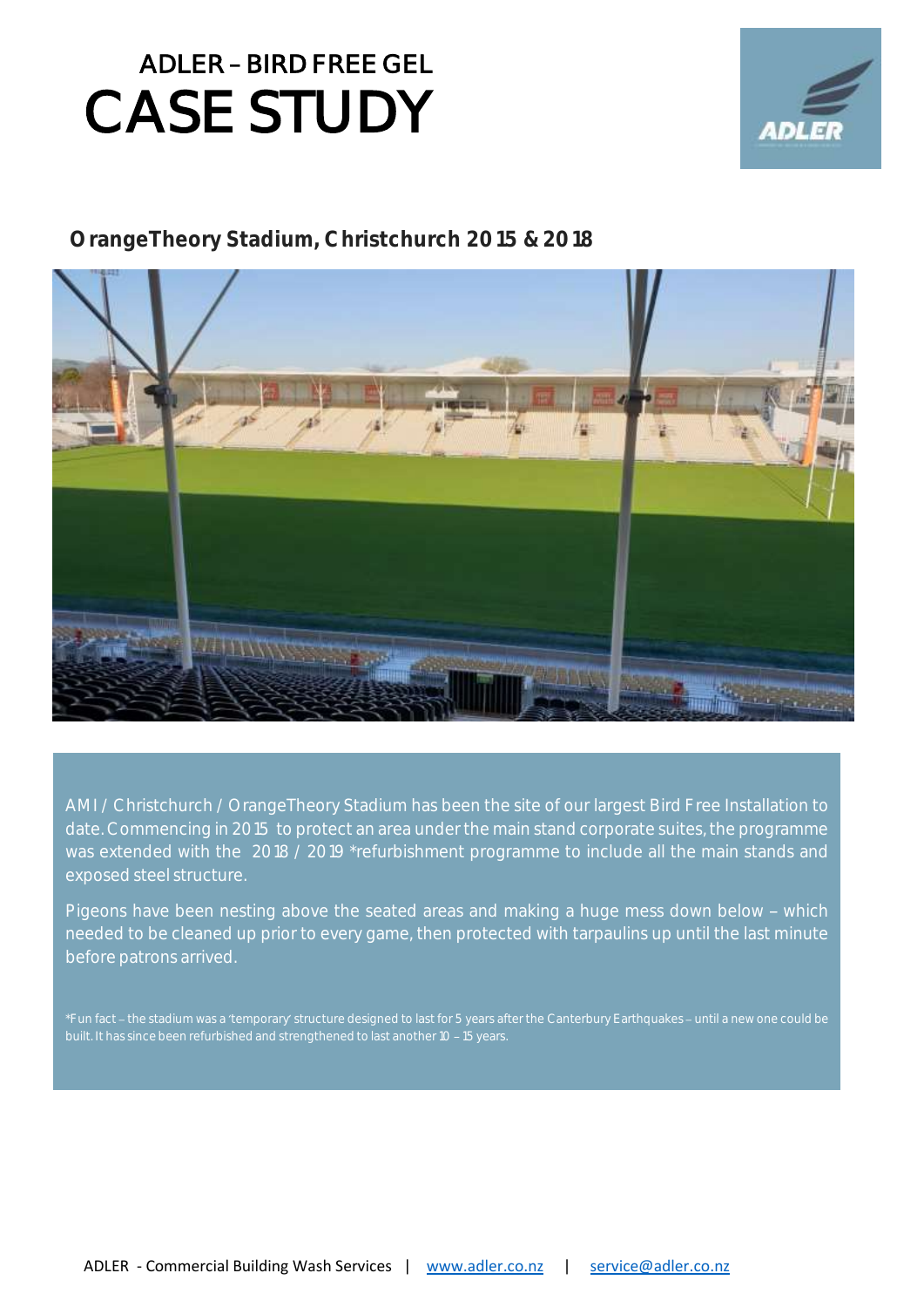# ADLER – BIRD FREE GEL
# CASE STUDY

## OrangeTheory Stadium, Christchurch 2015 & 2018

AMI / Christchurch / OrangeTheory Stadium has been the site of our largest Bird Free Installation to date. Commencing in 2015 to protect an area under the main stand corporate suites, the programme was extended with the 2018 / 2019 *refurbishment programme to include all the main stands and exposed steel structure.

Pigeons have been nesting above the seated areas and making a huge mess down below – which needed to be cleaned up prior to every game, then protected with tarpaulins up until the last minute before patrons arrived.

*Fun fact – the stadium was a 'temporary' structure designed to last for 5 years after the Canterbury Earthquakes – until a new one could be built. It has since been refurbished and strengthened to last another 10 – 15 years.

ADLER - Commercial Building Wash Services | www.adler.co.nz | service@adler.co.nz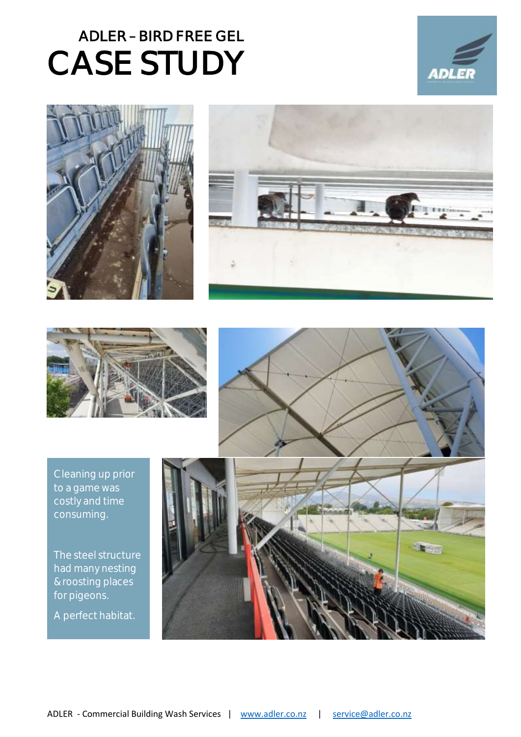ADLER – BIRD FREE GEL

# CASE STUDY

Cleaning up prior to a game was costly and time consuming.

The steel structure had many nesting & roosting places for pigeons.

A perfect habitat.

ADLER - Commercial Building Wash Services | www.adler.co.nz | service@adler.co.nz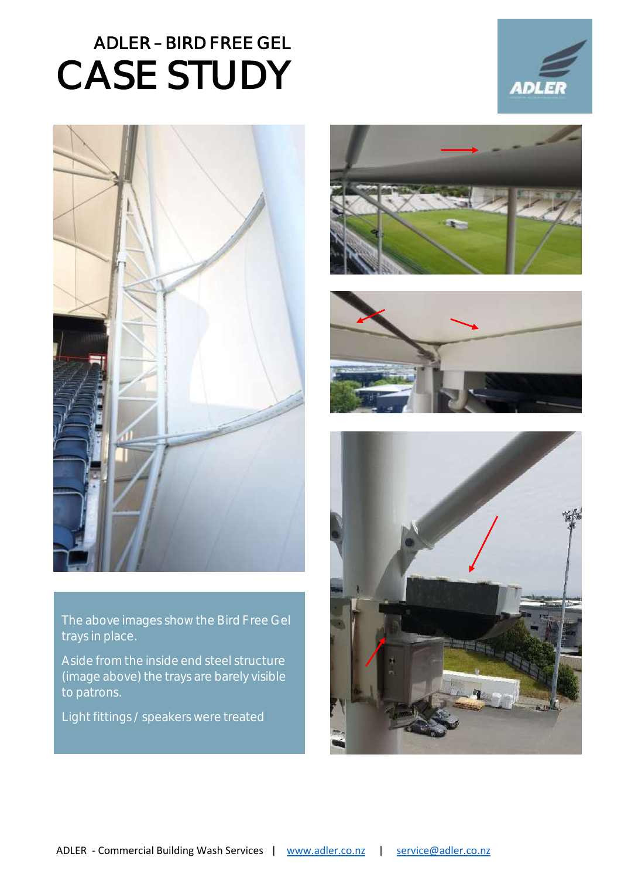# ADLER – BIRD FREE GEL

# CASE STUDY

The above images show the Bird Free Gel trays in place.

Aside from the inside end steel structure (image above) the trays are barely visible to patrons.

Light fittings / speakers were treated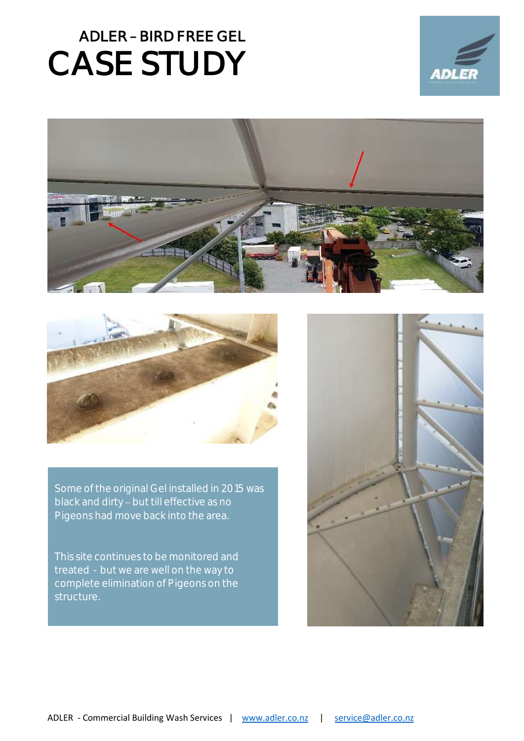ADLER – BIRD FREE GEL

# CASE STUDY

Some of the original Gel installed in 2015 was black and dirty – but till effective as no Pigeons had move back into the area.

This site continues to be monitored and treated - but we are well on the way to complete elimination of Pigeons on the structure.

ADLER - Commercial Building Wash Services | www.adler.co.nz | service@adler.co.nz